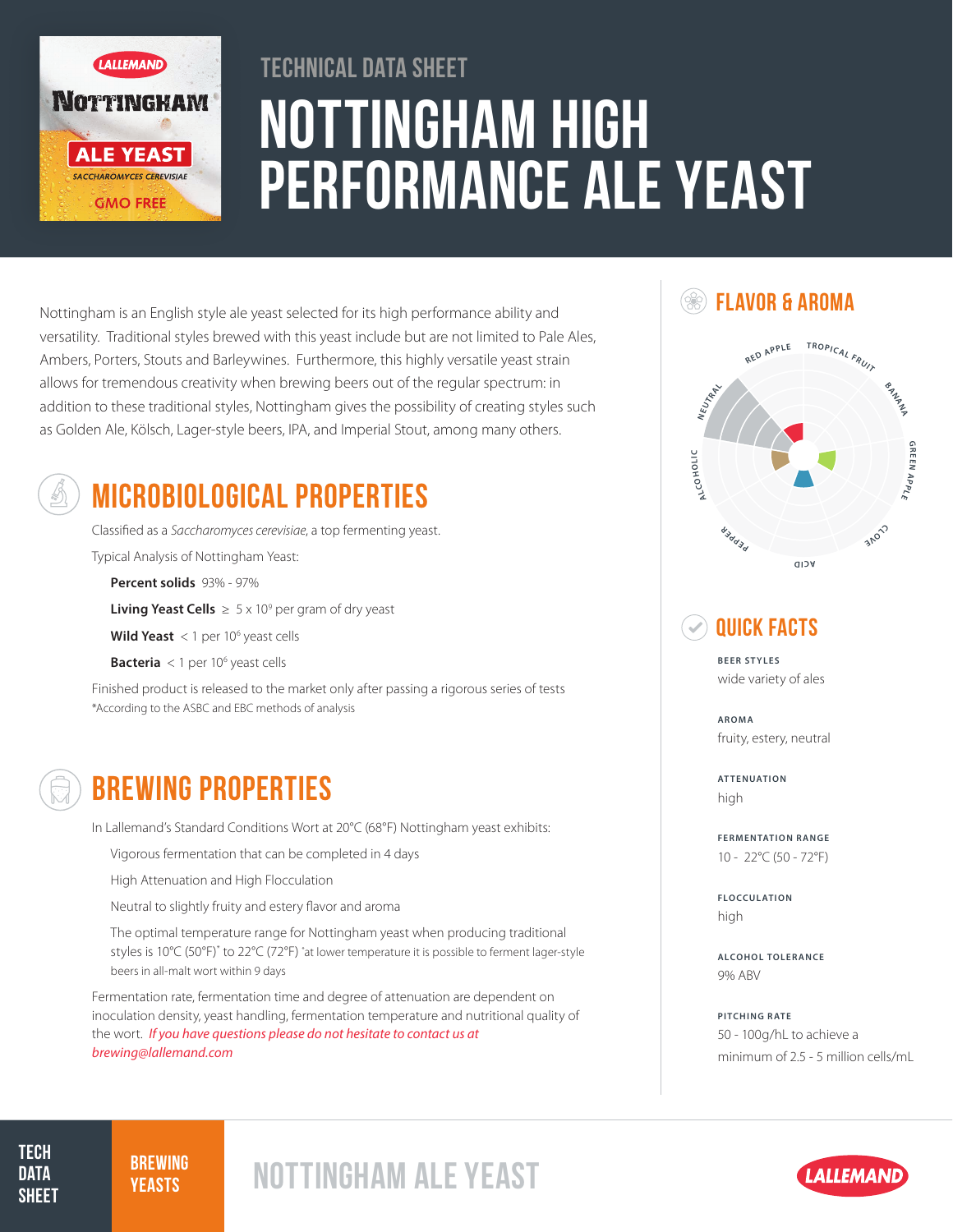TECHNICAL DATA SHEET

# NOTTINGHAM HIGH PERFORMANCE ALE YEAST

Nottingham is an English style ale yeast selected for its high performance ability and versatility. Traditional styles brewed with this yeast include but are not limited to Pale Ales, Ambers, Porters, Stouts and Barleywines. Furthermore, this highly versatile yeast strain allows for tremendous creativity when brewing beers out of the regular spectrum: in addition to these traditional styles, Nottingham gives the possibility of creating styles such as Golden Ale, Kölsch, Lager-style beers, IPA, and Imperial Stout, among many others.

## MICROBIOLOGICAL PROPERTIES

Classified as a *Saccharomyces cerevisiae*, a top fermenting yeast.

Typical Analysis of Nottingham Yeast:

- **Percent solids** 93% - 97%
- **Living Yeast Cells** ≥ $5 \times 10^9$ per gram of dry yeast
- **Wild Yeast** < 1 per $10^6$ yeast cells
- **Bacteria** < 1 per $10^6$ yeast cells

Finished product is released to the market only after passing a rigorous series of tests
*According to the ASBC and EBC methods of analysis

## BREWING PROPERTIES

In Lallemand's Standard Conditions Wort at 20°C (68°F) Nottingham yeast exhibits:

- Vigorous fermentation that can be completed in 4 days
- High Attenuation and High Flocculation
- Neutral to slightly fruity and estery flavor and aroma
- The optimal temperature range for Nottingham yeast when producing traditional styles is 10°C (50°F)* to 22°C (72°F) *at lower temperature it is possible to ferment lager-style beers in all-malt wort within 9 days

Fermentation rate, fermentation time and degree of attenuation are dependent on inoculation density, yeast handling, fermentation temperature and nutritional quality of the wort. *If you have questions please do not hesitate to contact us at brewing@lallemand.com*

## FLAVOR & AROMA

RED APPLE, TROPICAL FRUIT, BANANA, GREEN APPLE, CLOVE, ACID, PEPPER, ALCOHOLIC, NEUTRAL

## QUICK FACTS

**BEER STYLES**
wide variety of ales

**AROMA**
fruity, estery, neutral

**ATTENUATION**
high

**FERMENTATION RANGE**
10 - 22°C (50 - 72°F)

**FLOCCULATION**
high

**ALCOHOL TOLERANCE**
9% ABV

**PITCHING RATE**
50 - 100g/hL to achieve a minimum of 2.5 - 5 million cells/mL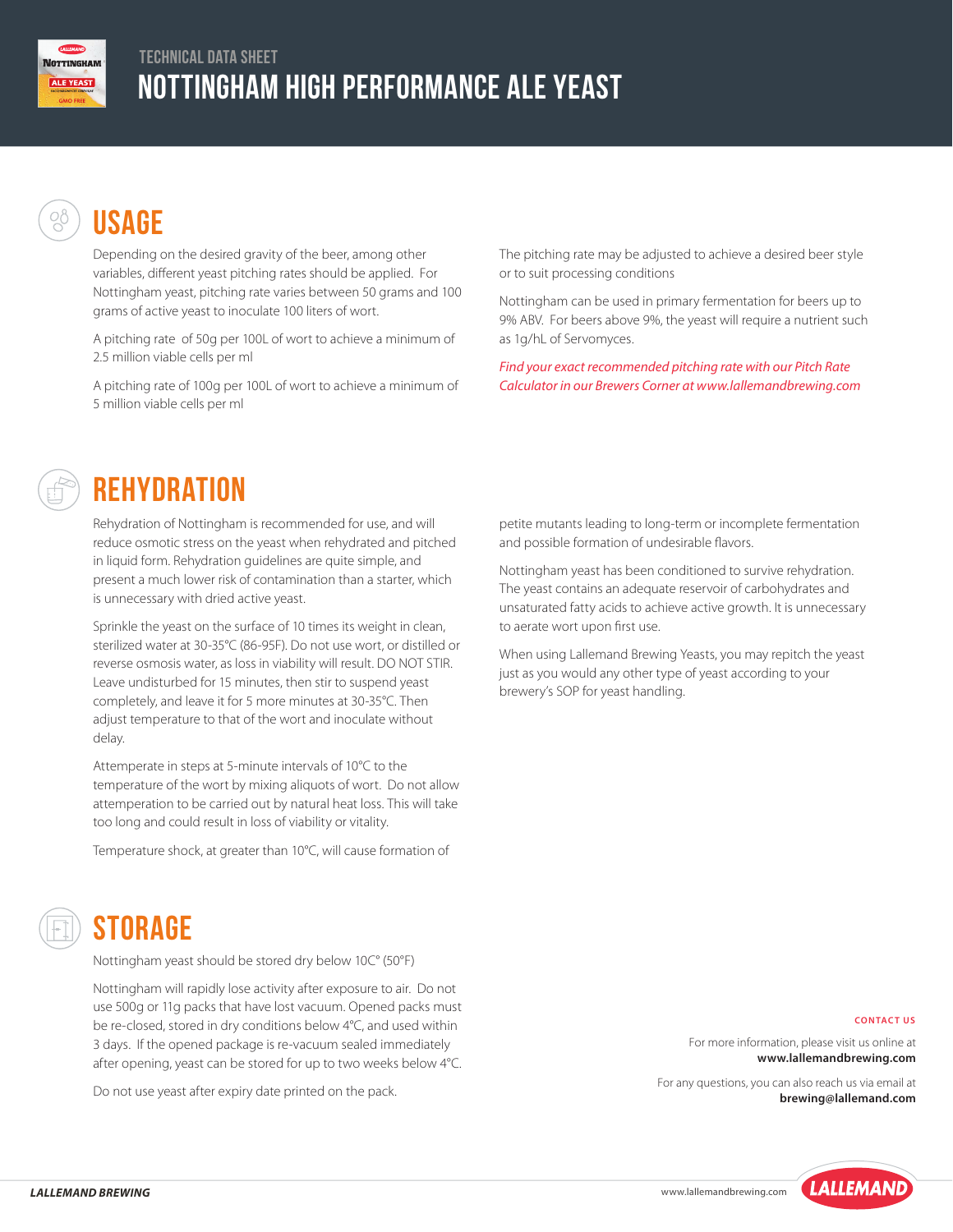TECHNICAL DATA SHEET

# NOTTINGHAM HIGH PERFORMANCE ALE YEAST

## USAGE

Depending on the desired gravity of the beer, among other variables, different yeast pitching rates should be applied. For Nottingham yeast, pitching rate varies between 50 grams and 100 grams of active yeast to inoculate 100 liters of wort.

A pitching rate of 50g per 100L of wort to achieve a minimum of 2.5 million viable cells per ml

A pitching rate of 100g per 100L of wort to achieve a minimum of 5 million viable cells per ml

The pitching rate may be adjusted to achieve a desired beer style or to suit processing conditions

Nottingham can be used in primary fermentation for beers up to 9% ABV. For beers above 9%, the yeast will require a nutrient such as 1g/hL of Servomyces.

*Find your exact recommended pitching rate with our Pitch Rate Calculator in our Brewers Corner at www.lallemandbrewing.com*

## REHYDRATION

Rehydration of Nottingham is recommended for use, and will reduce osmotic stress on the yeast when rehydrated and pitched in liquid form. Rehydration guidelines are quite simple, and present a much lower risk of contamination than a starter, which is unnecessary with dried active yeast.

Sprinkle the yeast on the surface of 10 times its weight in clean, sterilized water at 30-35°C (86-95F). Do not use wort, or distilled or reverse osmosis water, as loss in viability will result. DO NOT STIR. Leave undisturbed for 15 minutes, then stir to suspend yeast completely, and leave it for 5 more minutes at 30-35°C. Then adjust temperature to that of the wort and inoculate without delay.

Attemperate in steps at 5-minute intervals of 10°C to the temperature of the wort by mixing aliquots of wort. Do not allow attemperation to be carried out by natural heat loss. This will take too long and could result in loss of viability or vitality.

Temperature shock, at greater than 10°C, will cause formation of petite mutants leading to long-term or incomplete fermentation and possible formation of undesirable flavors.

Nottingham yeast has been conditioned to survive rehydration. The yeast contains an adequate reservoir of carbohydrates and unsaturated fatty acids to achieve active growth. It is unnecessary to aerate wort upon first use.

When using Lallemand Brewing Yeasts, you may repitch the yeast just as you would any other type of yeast according to your brewery's SOP for yeast handling.

## STORAGE

Nottingham yeast should be stored dry below 10C° (50°F)

Nottingham will rapidly lose activity after exposure to air. Do not use 500g or 11g packs that have lost vacuum. Opened packs must be re-closed, stored in dry conditions below 4°C, and used within 3 days. If the opened package is re-vacuum sealed immediately after opening, yeast can be stored for up to two weeks below 4°C.

Do not use yeast after expiry date printed on the pack.

**CONTACT US**

For more information, please visit us online at **www.lallemandbrewing.com**

For any questions, you can also reach us via email at **brewing@lallemand.com**